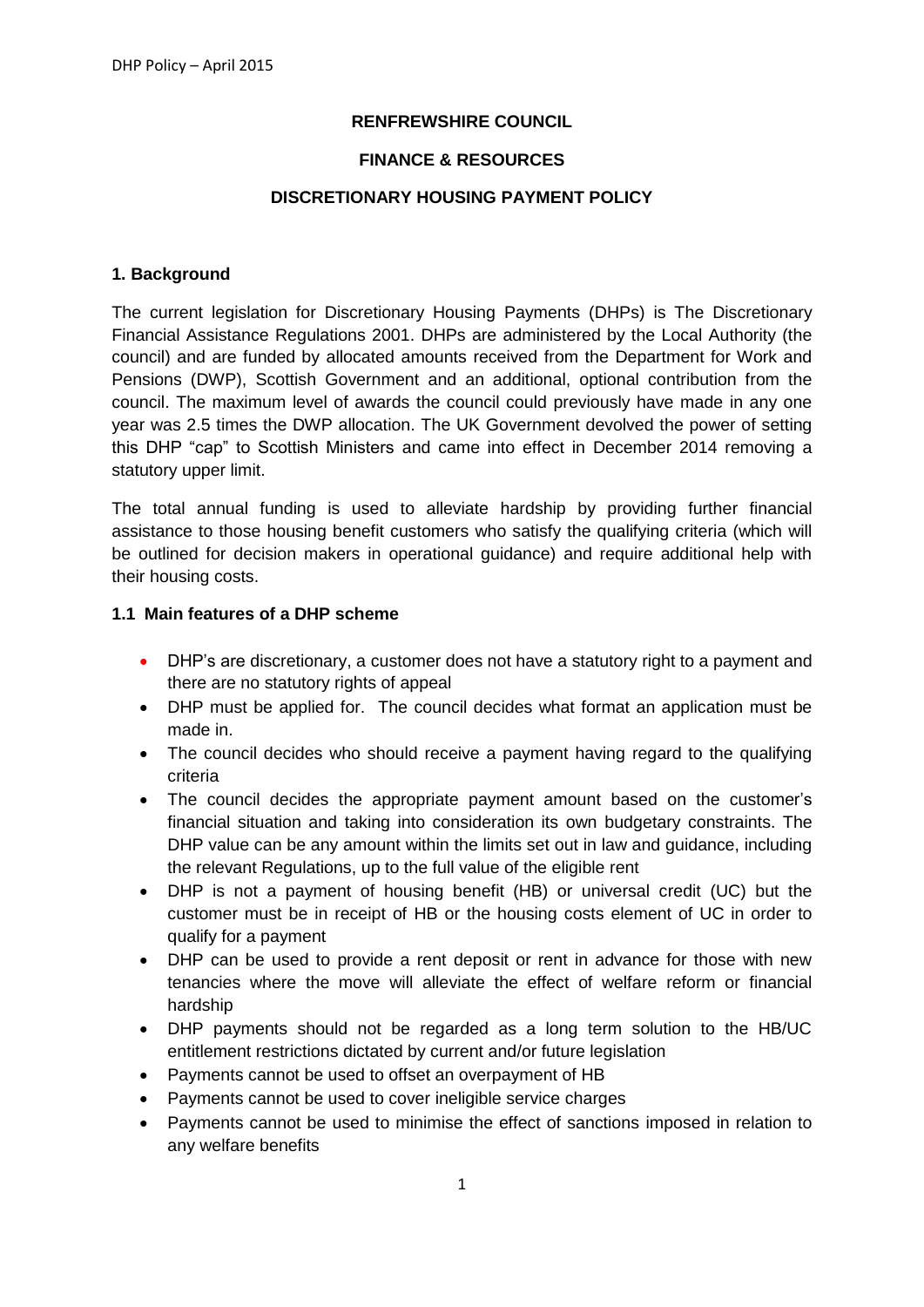**RENFREWSHIRE COUNCIL**

**FINANCE & RESOURCES**

**DISCRETIONARY HOUSING PAYMENT POLICY**

## 1. Background

The current legislation for Discretionary Housing Payments (DHPs) is The Discretionary Financial Assistance Regulations 2001. DHPs are administered by the Local Authority (the council) and are funded by allocated amounts received from the Department for Work and Pensions (DWP), Scottish Government and an additional, optional contribution from the council. The maximum level of awards the council could previously have made in any one year was 2.5 times the DWP allocation. The UK Government devolved the power of setting this DHP "cap" to Scottish Ministers and came into effect in December 2014 removing a statutory upper limit.

The total annual funding is used to alleviate hardship by providing further financial assistance to those housing benefit customers who satisfy the qualifying criteria (which will be outlined for decision makers in operational guidance) and require additional help with their housing costs.

### 1.1 Main features of a DHP scheme

- DHP's are discretionary, a customer does not have a statutory right to a payment and there are no statutory rights of appeal
- DHP must be applied for. The council decides what format an application must be made in.
- The council decides who should receive a payment having regard to the qualifying criteria
- The council decides the appropriate payment amount based on the customer's financial situation and taking into consideration its own budgetary constraints. The DHP value can be any amount within the limits set out in law and guidance, including the relevant Regulations, up to the full value of the eligible rent
- DHP is not a payment of housing benefit (HB) or universal credit (UC) but the customer must be in receipt of HB or the housing costs element of UC in order to qualify for a payment
- DHP can be used to provide a rent deposit or rent in advance for those with new tenancies where the move will alleviate the effect of welfare reform or financial hardship
- DHP payments should not be regarded as a long term solution to the HB/UC entitlement restrictions dictated by current and/or future legislation
- Payments cannot be used to offset an overpayment of HB
- Payments cannot be used to cover ineligible service charges
- Payments cannot be used to minimise the effect of sanctions imposed in relation to any welfare benefits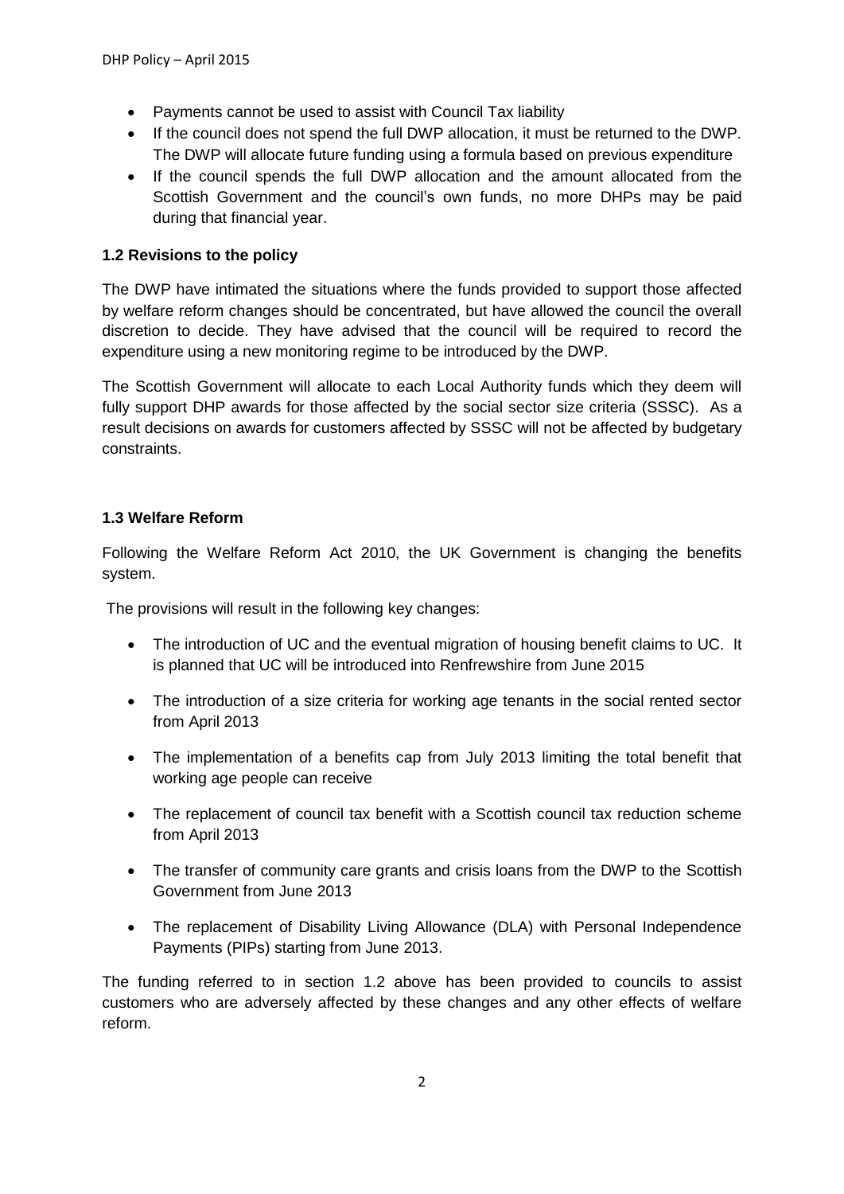- Payments cannot be used to assist with Council Tax liability
- If the council does not spend the full DWP allocation, it must be returned to the DWP. The DWP will allocate future funding using a formula based on previous expenditure
- If the council spends the full DWP allocation and the amount allocated from the Scottish Government and the council's own funds, no more DHPs may be paid during that financial year.

### 1.2 Revisions to the policy

The DWP have intimated the situations where the funds provided to support those affected by welfare reform changes should be concentrated, but have allowed the council the overall discretion to decide. They have advised that the council will be required to record the expenditure using a new monitoring regime to be introduced by the DWP.

The Scottish Government will allocate to each Local Authority funds which they deem will fully support DHP awards for those affected by the social sector size criteria (SSSC). As a result decisions on awards for customers affected by SSSC will not be affected by budgetary constraints.

### 1.3 Welfare Reform

Following the Welfare Reform Act 2010, the UK Government is changing the benefits system.

The provisions will result in the following key changes:

- The introduction of UC and the eventual migration of housing benefit claims to UC. It is planned that UC will be introduced into Renfrewshire from June 2015
- The introduction of a size criteria for working age tenants in the social rented sector from April 2013
- The implementation of a benefits cap from July 2013 limiting the total benefit that working age people can receive
- The replacement of council tax benefit with a Scottish council tax reduction scheme from April 2013
- The transfer of community care grants and crisis loans from the DWP to the Scottish Government from June 2013
- The replacement of Disability Living Allowance (DLA) with Personal Independence Payments (PIPs) starting from June 2013.

The funding referred to in section 1.2 above has been provided to councils to assist customers who are adversely affected by these changes and any other effects of welfare reform.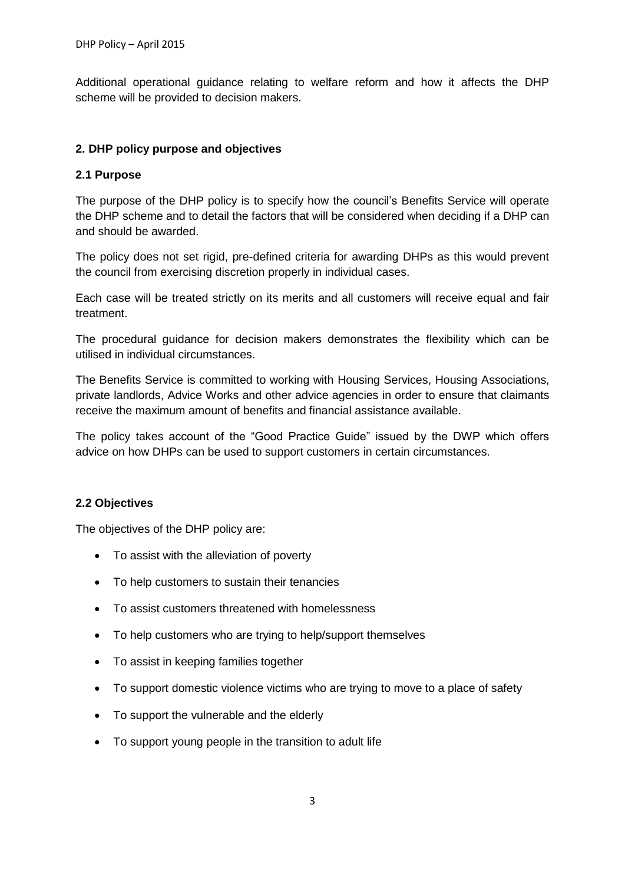Additional operational guidance relating to welfare reform and how it affects the DHP scheme will be provided to decision makers.

## 2. DHP policy purpose and objectives

### 2.1 Purpose

The purpose of the DHP policy is to specify how the council's Benefits Service will operate the DHP scheme and to detail the factors that will be considered when deciding if a DHP can and should be awarded.

The policy does not set rigid, pre-defined criteria for awarding DHPs as this would prevent the council from exercising discretion properly in individual cases.

Each case will be treated strictly on its merits and all customers will receive equal and fair treatment.

The procedural guidance for decision makers demonstrates the flexibility which can be utilised in individual circumstances.

The Benefits Service is committed to working with Housing Services, Housing Associations, private landlords, Advice Works and other advice agencies in order to ensure that claimants receive the maximum amount of benefits and financial assistance available.

The policy takes account of the "Good Practice Guide" issued by the DWP which offers advice on how DHPs can be used to support customers in certain circumstances.

### 2.2 Objectives

The objectives of the DHP policy are:

- To assist with the alleviation of poverty
- To help customers to sustain their tenancies
- To assist customers threatened with homelessness
- To help customers who are trying to help/support themselves
- To assist in keeping families together
- To support domestic violence victims who are trying to move to a place of safety
- To support the vulnerable and the elderly
- To support young people in the transition to adult life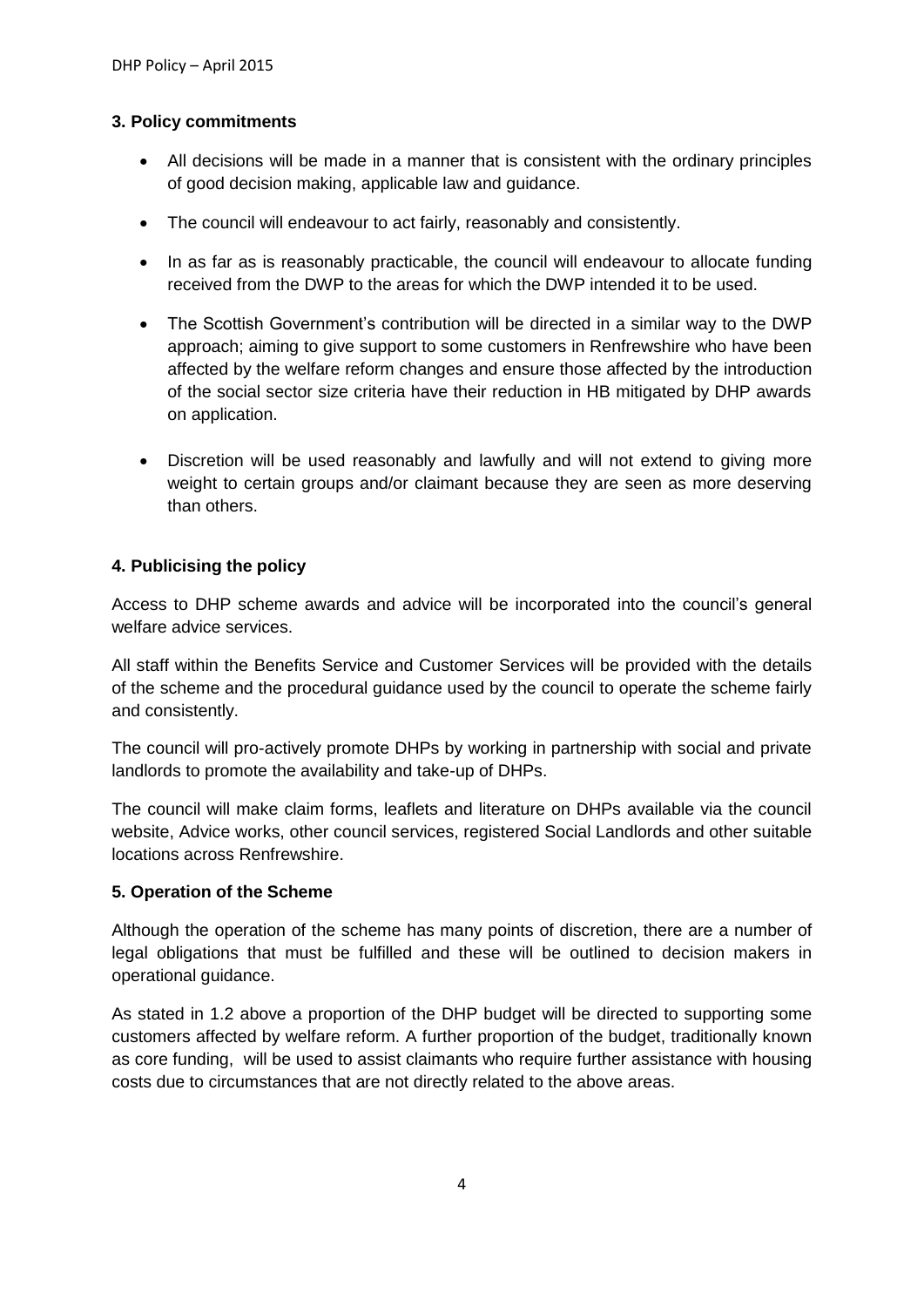### 3. Policy commitments

- All decisions will be made in a manner that is consistent with the ordinary principles of good decision making, applicable law and guidance.
- The council will endeavour to act fairly, reasonably and consistently.
- In as far as is reasonably practicable, the council will endeavour to allocate funding received from the DWP to the areas for which the DWP intended it to be used.
- The Scottish Government's contribution will be directed in a similar way to the DWP approach; aiming to give support to some customers in Renfrewshire who have been affected by the welfare reform changes and ensure those affected by the introduction of the social sector size criteria have their reduction in HB mitigated by DHP awards on application.
- Discretion will be used reasonably and lawfully and will not extend to giving more weight to certain groups and/or claimant because they are seen as more deserving than others.

### 4. Publicising the policy

Access to DHP scheme awards and advice will be incorporated into the council's general welfare advice services.

All staff within the Benefits Service and Customer Services will be provided with the details of the scheme and the procedural guidance used by the council to operate the scheme fairly and consistently.

The council will pro-actively promote DHPs by working in partnership with social and private landlords to promote the availability and take-up of DHPs.

The council will make claim forms, leaflets and literature on DHPs available via the council website, Advice works, other council services, registered Social Landlords and other suitable locations across Renfrewshire.

### 5. Operation of the Scheme

Although the operation of the scheme has many points of discretion, there are a number of legal obligations that must be fulfilled and these will be outlined to decision makers in operational guidance.

As stated in 1.2 above a proportion of the DHP budget will be directed to supporting some customers affected by welfare reform. A further proportion of the budget, traditionally known as core funding, will be used to assist claimants who require further assistance with housing costs due to circumstances that are not directly related to the above areas.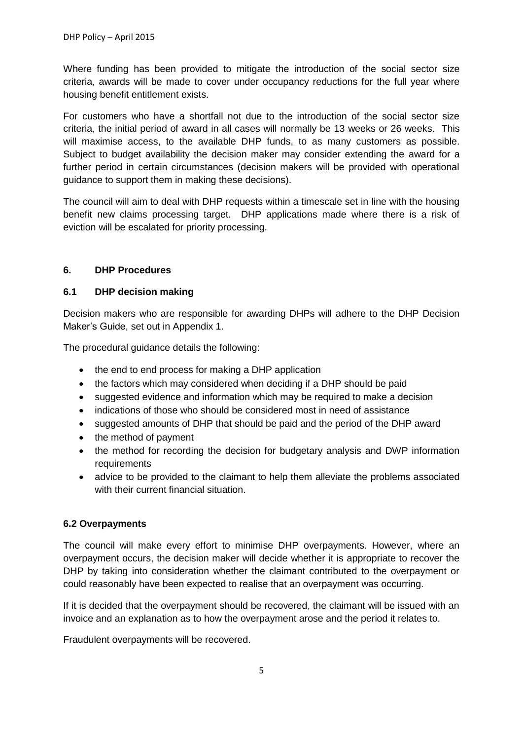Where funding has been provided to mitigate the introduction of the social sector size criteria, awards will be made to cover under occupancy reductions for the full year where housing benefit entitlement exists.

For customers who have a shortfall not due to the introduction of the social sector size criteria, the initial period of award in all cases will normally be 13 weeks or 26 weeks. This will maximise access, to the available DHP funds, to as many customers as possible. Subject to budget availability the decision maker may consider extending the award for a further period in certain circumstances (decision makers will be provided with operational guidance to support them in making these decisions).

The council will aim to deal with DHP requests within a timescale set in line with the housing benefit new claims processing target. DHP applications made where there is a risk of eviction will be escalated for priority processing.

## 6. DHP Procedures

### 6.1 DHP decision making

Decision makers who are responsible for awarding DHPs will adhere to the DHP Decision Maker's Guide, set out in Appendix 1.

The procedural guidance details the following:

- the end to end process for making a DHP application
- the factors which may considered when deciding if a DHP should be paid
- suggested evidence and information which may be required to make a decision
- indications of those who should be considered most in need of assistance
- suggested amounts of DHP that should be paid and the period of the DHP award
- the method of payment
- the method for recording the decision for budgetary analysis and DWP information requirements
- advice to be provided to the claimant to help them alleviate the problems associated with their current financial situation.

### 6.2 Overpayments

The council will make every effort to minimise DHP overpayments. However, where an overpayment occurs, the decision maker will decide whether it is appropriate to recover the DHP by taking into consideration whether the claimant contributed to the overpayment or could reasonably have been expected to realise that an overpayment was occurring.

If it is decided that the overpayment should be recovered, the claimant will be issued with an invoice and an explanation as to how the overpayment arose and the period it relates to.

Fraudulent overpayments will be recovered.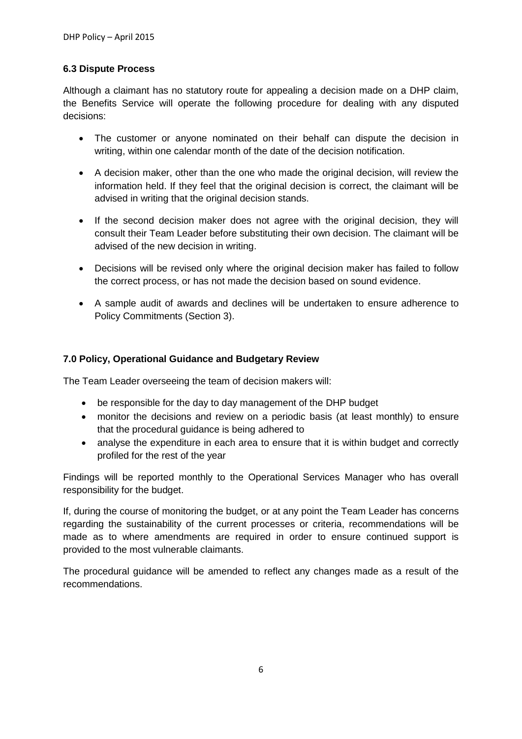### 6.3 Dispute Process

Although a claimant has no statutory route for appealing a decision made on a DHP claim, the Benefits Service will operate the following procedure for dealing with any disputed decisions:

- The customer or anyone nominated on their behalf can dispute the decision in writing, within one calendar month of the date of the decision notification.
- A decision maker, other than the one who made the original decision, will review the information held. If they feel that the original decision is correct, the claimant will be advised in writing that the original decision stands.
- If the second decision maker does not agree with the original decision, they will consult their Team Leader before substituting their own decision. The claimant will be advised of the new decision in writing.
- Decisions will be revised only where the original decision maker has failed to follow the correct process, or has not made the decision based on sound evidence.
- A sample audit of awards and declines will be undertaken to ensure adherence to Policy Commitments (Section 3).

### 7.0 Policy, Operational Guidance and Budgetary Review

The Team Leader overseeing the team of decision makers will:

- be responsible for the day to day management of the DHP budget
- monitor the decisions and review on a periodic basis (at least monthly) to ensure that the procedural guidance is being adhered to
- analyse the expenditure in each area to ensure that it is within budget and correctly profiled for the rest of the year

Findings will be reported monthly to the Operational Services Manager who has overall responsibility for the budget.

If, during the course of monitoring the budget, or at any point the Team Leader has concerns regarding the sustainability of the current processes or criteria, recommendations will be made as to where amendments are required in order to ensure continued support is provided to the most vulnerable claimants.

The procedural guidance will be amended to reflect any changes made as a result of the recommendations.